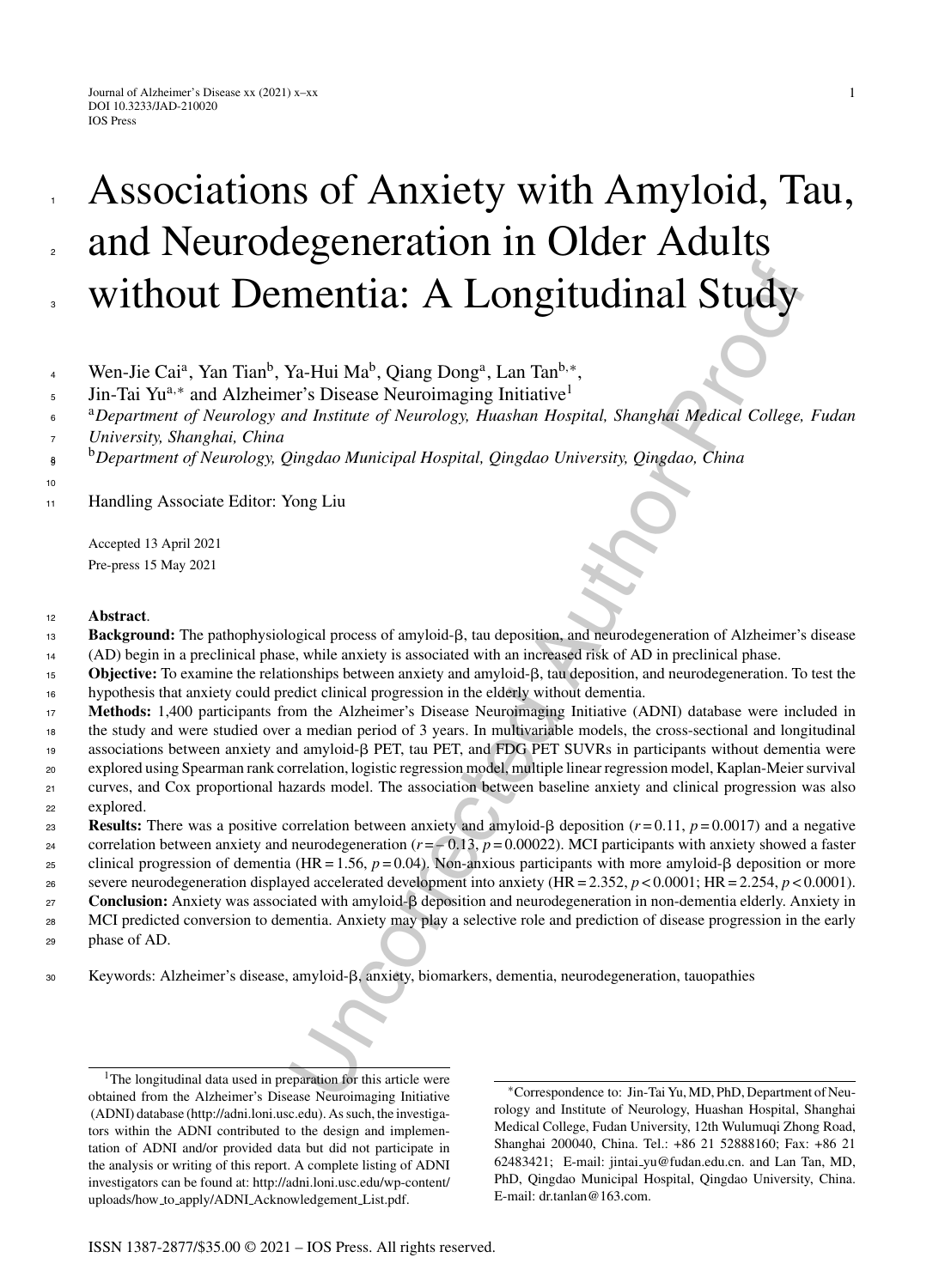# Associations of Anxiety with Amyloid, Tau, and Neurodegeneration in Older Adults without Dementia: A Longitudinal Study

Wen-Jie Cai[a], Yan Tian[b], Ya-Hui Ma[b], Qiang Dong[a], Lan Tan[b,*], Jin-Tai Yu[a,*] and Alzheimer's Disease Neuroimaging Initiative[1]

[a]*Department of Neurology and Institute of Neurology, Huashan Hospital, Shanghai Medical College, Fudan University, Shanghai, China*

[b]*Department of Neurology, Qingdao Municipal Hospital, Qingdao University, Qingdao, China*

Handling Associate Editor: Yong Liu

Accepted 13 April 2021

Pre-press 15 May 2021

**Abstract**.

**Background:** The pathophysiological process of amyloid-β, tau deposition, and neurodegeneration of Alzheimer's disease (AD) begin in a preclinical phase, while anxiety is associated with an increased risk of AD in preclinical phase.

**Objective:** To examine the relationships between anxiety and amyloid-β, tau deposition, and neurodegeneration. To test the hypothesis that anxiety could predict clinical progression in the elderly without dementia.

**Methods:** 1,400 participants from the Alzheimer's Disease Neuroimaging Initiative (ADNI) database were included in the study and were studied over a median period of 3 years. In multivariable models, the cross-sectional and longitudinal associations between anxiety and amyloid-β PET, tau PET, and FDG PET SUVRs in participants without dementia were explored using Spearman rank correlation, logistic regression model, multiple linear regression model, Kaplan-Meier survival curves, and Cox proportional hazards model. The association between baseline anxiety and clinical progression was also explored.

**Results:** There was a positive correlation between anxiety and amyloid-β deposition ($r = 0.11$, $p = 0.0017$) and a negative correlation between anxiety and neurodegeneration ($r = -0.13$, $p = 0.00022$). MCI participants with anxiety showed a faster clinical progression of dementia (HR = 1.56, $p = 0.04$). Non-anxious participants with more amyloid-β deposition or more severe neurodegeneration displayed accelerated development into anxiety (HR = 2.352, $p < 0.0001$; HR = 2.254, $p < 0.0001$).

**Conclusion:** Anxiety was associated with amyloid-β deposition and neurodegeneration in non-dementia elderly. Anxiety in MCI predicted conversion to dementia. Anxiety may play a selective role and prediction of disease progression in the early phase of AD.

Keywords: Alzheimer's disease, amyloid-β, anxiety, biomarkers, dementia, neurodegeneration, tauopathies

---

[1]The longitudinal data used in preparation for this article were obtained from the Alzheimer's Disease Neuroimaging Initiative (ADNI) database (http://adni.loni.usc.edu). As such, the investigators within the ADNI contributed to the design and implementation of ADNI and/or provided data but did not participate in the analysis or writing of this report. A complete listing of ADNI investigators can be found at: http://adni.loni.usc.edu/wp-content/uploads/how_to_apply/ADNI_Acknowledgement_List.pdf.

*Correspondence to: Jin-Tai Yu, MD, PhD, Department of Neurology and Institute of Neurology, Huashan Hospital, Shanghai Medical College, Fudan University, 12th Wulumuqi Zhong Road, Shanghai 200040, China. Tel.: +86 21 52888160; Fax: +86 21 62483421; E-mail: jintai_yu@fudan.edu.cn. and Lan Tan, MD, PhD, Qingdao Municipal Hospital, Qingdao University, China. E-mail: dr.tanlan@163.com.

ISSN 1387-2877/$35.00 © 2021 – IOS Press. All rights reserved.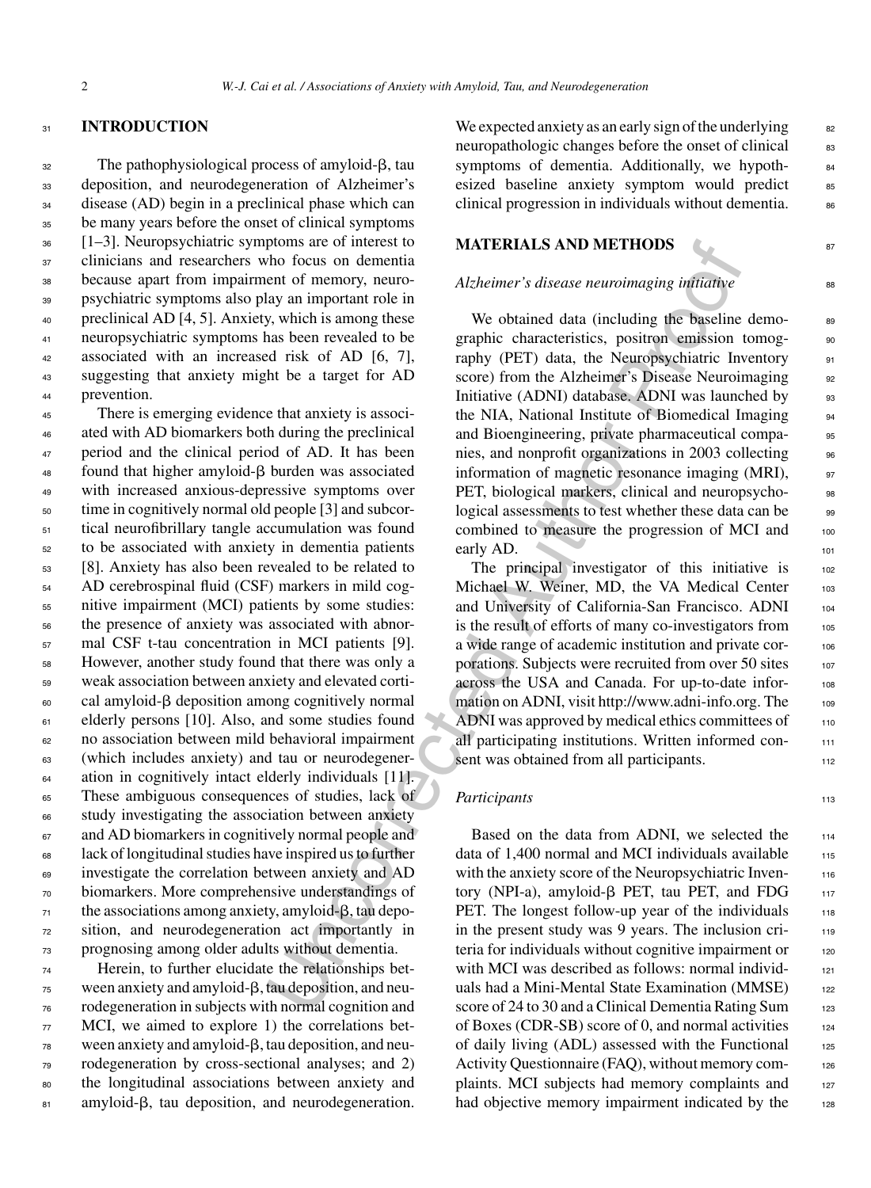## INTRODUCTION

The pathophysiological process of amyloid-β, tau deposition, and neurodegeneration of Alzheimer's disease (AD) begin in a preclinical phase which can be many years before the onset of clinical symptoms [1–3]. Neuropsychiatric symptoms are of interest to clinicians and researchers who focus on dementia because apart from impairment of memory, neuropsychiatric symptoms also play an important role in preclinical AD [4, 5]. Anxiety, which is among these neuropsychiatric symptoms has been revealed to be associated with an increased risk of AD [6, 7], suggesting that anxiety might be a target for AD prevention.

There is emerging evidence that anxiety is associated with AD biomarkers both during the preclinical period and the clinical period of AD. It has been found that higher amyloid-β burden was associated with increased anxious-depressive symptoms over time in cognitively normal old people [3] and subcortical neurofibrillary tangle accumulation was found to be associated with anxiety in dementia patients [8]. Anxiety has also been revealed to be related to AD cerebrospinal fluid (CSF) markers in mild cognitive impairment (MCI) patients by some studies: the presence of anxiety was associated with abnormal CSF t-tau concentration in MCI patients [9]. However, another study found that there was only a weak association between anxiety and elevated cortical amyloid-β deposition among cognitively normal elderly persons [10]. Also, and some studies found no association between mild behavioral impairment (which includes anxiety) and tau or neurodegeneration in cognitively intact elderly individuals [11]. These ambiguous consequences of studies, lack of study investigating the association between anxiety and AD biomarkers in cognitively normal people and lack of longitudinal studies have inspired us to further investigate the correlation between anxiety and AD biomarkers. More comprehensive understandings of the associations among anxiety, amyloid-β, tau deposition, and neurodegeneration act importantly in prognosing among older adults without dementia.

Herein, to further elucidate the relationships between anxiety and amyloid-β, tau deposition, and neurodegeneration in subjects with normal cognition and MCI, we aimed to explore 1) the correlations between anxiety and amyloid-β, tau deposition, and neurodegeneration by cross-sectional analyses; and 2) the longitudinal associations between anxiety and amyloid-β, tau deposition, and neurodegeneration. We expected anxiety as an early sign of the underlying neuropathologic changes before the onset of clinical symptoms of dementia. Additionally, we hypothesized baseline anxiety symptom would predict clinical progression in individuals without dementia.

## MATERIALS AND METHODS

### *Alzheimer's disease neuroimaging initiative*

We obtained data (including the baseline demographic characteristics, positron emission tomography (PET) data, the Neuropsychiatric Inventory score) from the Alzheimer's Disease Neuroimaging Initiative (ADNI) database. ADNI was launched by the NIA, National Institute of Biomedical Imaging and Bioengineering, private pharmaceutical companies, and nonprofit organizations in 2003 collecting information of magnetic resonance imaging (MRI), PET, biological markers, clinical and neuropsychological assessments to test whether these data can be combined to measure the progression of MCI and early AD.

The principal investigator of this initiative is Michael W. Weiner, MD, the VA Medical Center and University of California-San Francisco. ADNI is the result of efforts of many co-investigators from a wide range of academic institution and private corporations. Subjects were recruited from over 50 sites across the USA and Canada. For up-to-date information on ADNI, visit http://www.adni-info.org. The ADNI was approved by medical ethics committees of all participating institutions. Written informed consent was obtained from all participants.

### *Participants*

Based on the data from ADNI, we selected the data of 1,400 normal and MCI individuals available with the anxiety score of the Neuropsychiatric Inventory (NPI-a), amyloid-β PET, tau PET, and FDG PET. The longest follow-up year of the individuals in the present study was 9 years. The inclusion criteria for individuals without cognitive impairment or with MCI was described as follows: normal individuals had a Mini-Mental State Examination (MMSE) score of 24 to 30 and a Clinical Dementia Rating Sum of Boxes (CDR-SB) score of 0, and normal activities of daily living (ADL) assessed with the Functional Activity Questionnaire (FAQ), without memory complaints. MCI subjects had memory complaints and had objective memory impairment indicated by the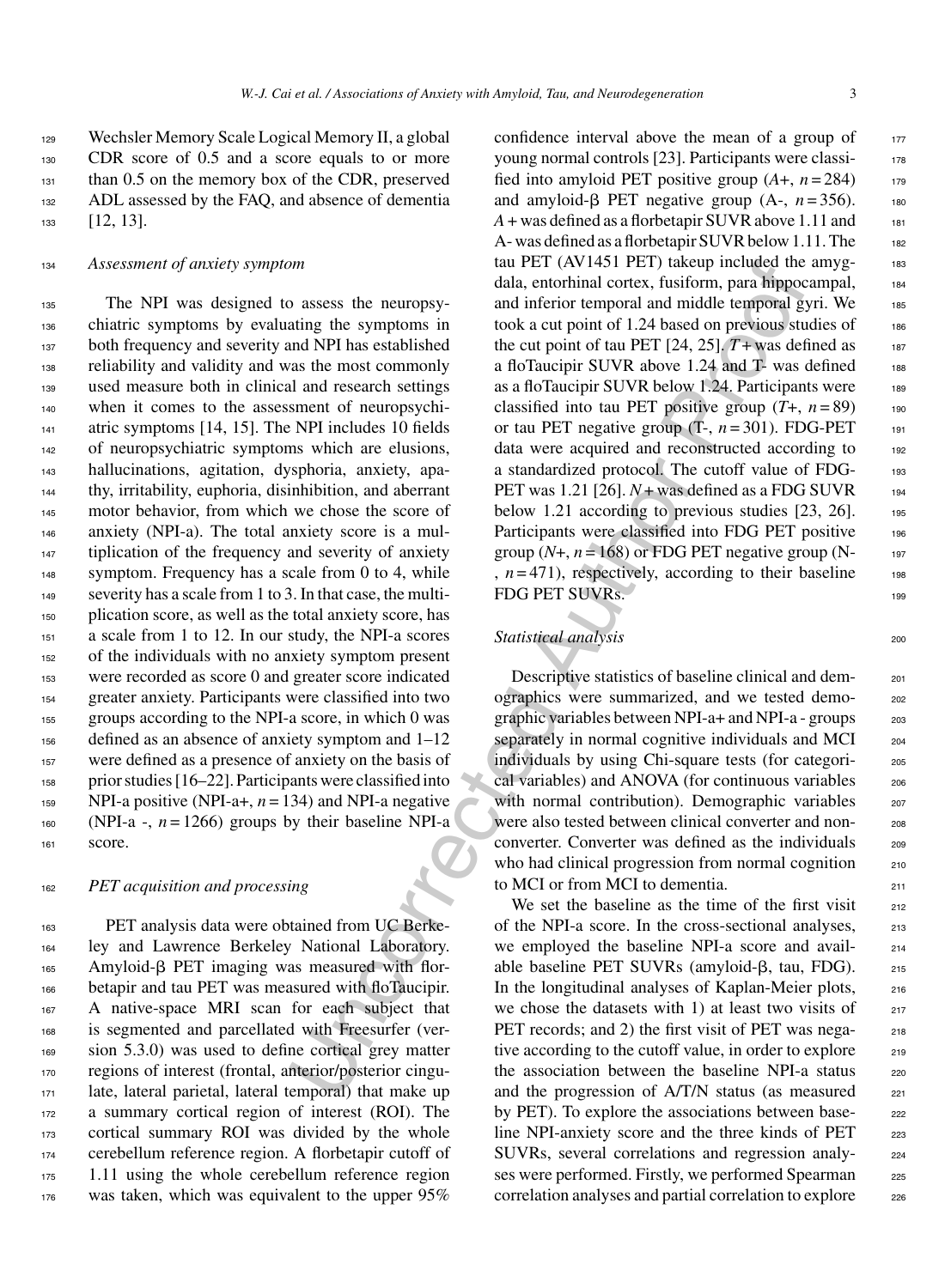Wechsler Memory Scale Logical Memory II, a global CDR score of 0.5 and a score equals to or more than 0.5 on the memory box of the CDR, preserved ADL assessed by the FAQ, and absence of dementia [12, 13].

### *Assessment of anxiety symptom*

The NPI was designed to assess the neuropsychiatric symptoms by evaluating the symptoms in both frequency and severity and NPI has established reliability and validity and was the most commonly used measure both in clinical and research settings when it comes to the assessment of neuropsychiatric symptoms [14, 15]. The NPI includes 10 fields of neuropsychiatric symptoms which are elusions, hallucinations, agitation, dysphoria, anxiety, apathy, irritability, euphoria, disinhibition, and aberrant motor behavior, from which we chose the score of anxiety (NPI-a). The total anxiety score is a multiplication of the frequency and severity of anxiety symptom. Frequency has a scale from 0 to 4, while severity has a scale from 1 to 3. In that case, the multiplication score, as well as the total anxiety score, has a scale from 1 to 12. In our study, the NPI-a scores of the individuals with no anxiety symptom present were recorded as score 0 and greater score indicated greater anxiety. Participants were classified into two groups according to the NPI-a score, in which 0 was defined as an absence of anxiety symptom and 1–12 were defined as a presence of anxiety on the basis of prior studies [16–22]. Participants were classified into NPI-a positive (NPI-a+, $n = 134$) and NPI-a negative (NPI-a -, $n = 1266$) groups by their baseline NPI-a score.

### *PET acquisition and processing*

PET analysis data were obtained from UC Berkeley and Lawrence Berkeley National Laboratory. Amyloid-β PET imaging was measured with florbetapir and tau PET was measured with floTaucipir. A native-space MRI scan for each subject that is segmented and parcellated with Freesurfer (version 5.3.0) was used to define cortical grey matter regions of interest (frontal, anterior/posterior cingulate, lateral parietal, lateral temporal) that make up a summary cortical region of interest (ROI). The cortical summary ROI was divided by the whole cerebellum reference region. A florbetapir cutoff of 1.11 using the whole cerebellum reference region was taken, which was equivalent to the upper 95% confidence interval above the mean of a group of young normal controls [23]. Participants were classified into amyloid PET positive group (*A*+, $n = 284$) and amyloid-β PET negative group (A-, $n = 356$). *A* + was defined as a florbetapir SUVR above 1.11 and A- was defined as a florbetapir SUVR below 1.11. The tau PET (AV1451 PET) takeup included the amygdala, entorhinal cortex, fusiform, para hippocampal, and inferior temporal and middle temporal gyri. We took a cut point of 1.24 based on previous studies of the cut point of tau PET [24, 25]. *T* + was defined as a floTaucipir SUVR above 1.24 and T- was defined as a floTaucipir SUVR below 1.24. Participants were classified into tau PET positive group (*T*+, $n = 89$) or tau PET negative group (T-, $n = 301$). FDG-PET data were acquired and reconstructed according to a standardized protocol. The cutoff value of FDG-PET was 1.21 [26]. *N* + was defined as a FDG SUVR below 1.21 according to previous studies [23, 26]. Participants were classified into FDG PET positive group (*N*+, $n = 168$) or FDG PET negative group (N-, $n = 471$), respectively, according to their baseline FDG PET SUVRs.

### *Statistical analysis*

Descriptive statistics of baseline clinical and demographics were summarized, and we tested demographic variables between NPI-a+ and NPI-a - groups separately in normal cognitive individuals and MCI individuals by using Chi-square tests (for categorical variables) and ANOVA (for continuous variables with normal contribution). Demographic variables were also tested between clinical converter and non-converter. Converter was defined as the individuals who had clinical progression from normal cognition to MCI or from MCI to dementia.

We set the baseline as the time of the first visit of the NPI-a score. In the cross-sectional analyses, we employed the baseline NPI-a score and available baseline PET SUVRs (amyloid-β, tau, FDG). In the longitudinal analyses of Kaplan-Meier plots, we chose the datasets with 1) at least two visits of PET records; and 2) the first visit of PET was negative according to the cutoff value, in order to explore the association between the baseline NPI-a status and the progression of A/T/N status (as measured by PET). To explore the associations between baseline NPI-anxiety score and the three kinds of PET SUVRs, several correlations and regression analyses were performed. Firstly, we performed Spearman correlation analyses and partial correlation to explore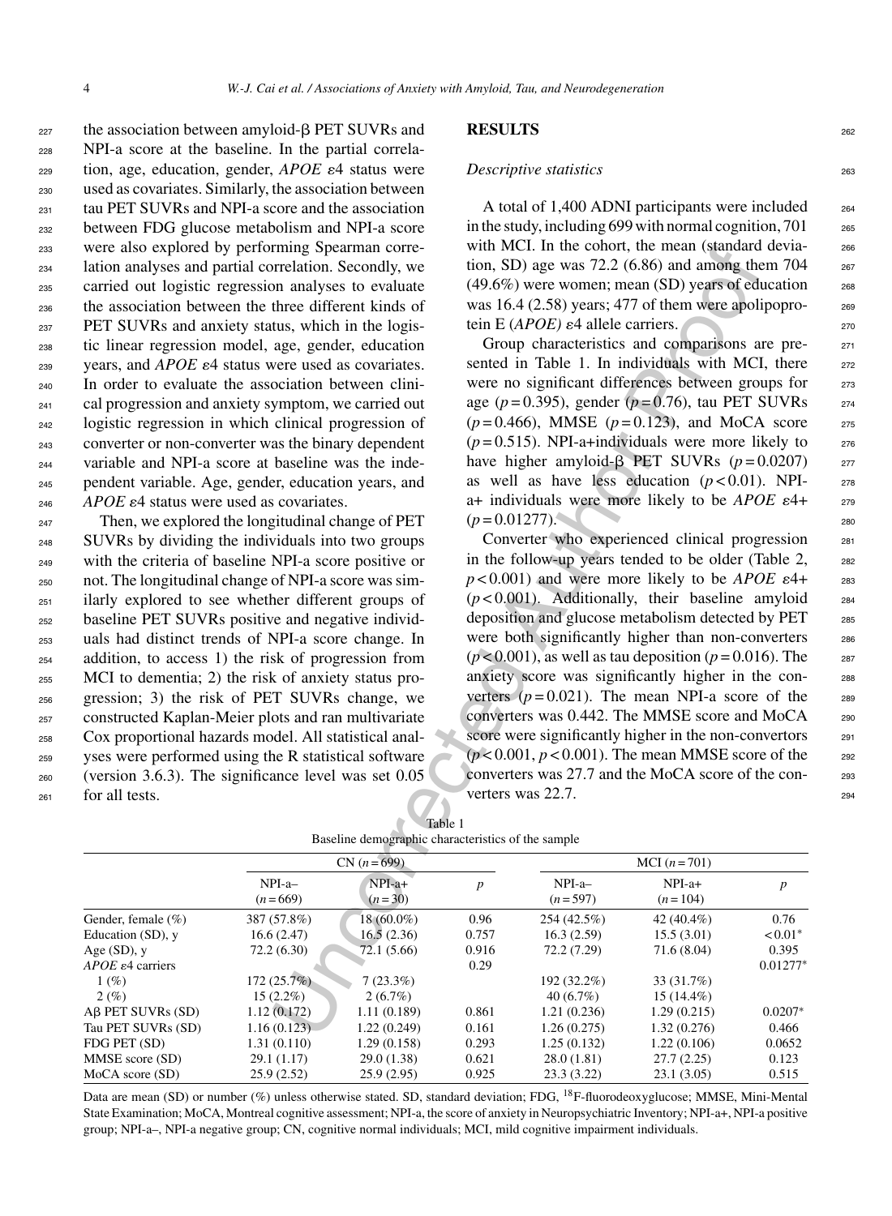the association between amyloid-β PET SUVRs and NPI-a score at the baseline. In the partial correlation, age, education, gender, *APOE* ε4 status were used as covariates. Similarly, the association between tau PET SUVRs and NPI-a score and the association between FDG glucose metabolism and NPI-a score were also explored by performing Spearman correlation analyses and partial correlation. Secondly, we carried out logistic regression analyses to evaluate the association between the three different kinds of PET SUVRs and anxiety status, which in the logistic linear regression model, age, gender, education years, and *APOE* ε4 status were used as covariates. In order to evaluate the association between clinical progression and anxiety symptom, we carried out logistic regression in which clinical progression of converter or non-converter was the binary dependent variable and NPI-a score at baseline was the independent variable. Age, gender, education years, and *APOE* ε4 status were used as covariates.

Then, we explored the longitudinal change of PET SUVRs by dividing the individuals into two groups with the criteria of baseline NPI-a score positive or not. The longitudinal change of NPI-a score was similarly explored to see whether different groups of baseline PET SUVRs positive and negative individuals had distinct trends of NPI-a score change. In addition, to access 1) the risk of progression from MCI to dementia; 2) the risk of anxiety status progression; 3) the risk of PET SUVRs change, we constructed Kaplan-Meier plots and ran multivariate Cox proportional hazards model. All statistical analyses were performed using the R statistical software (version 3.6.3). The significance level was set 0.05 for all tests.

## RESULTS

### Descriptive statistics

A total of 1,400 ADNI participants were included in the study, including 699 with normal cognition, 701 with MCI. In the cohort, the mean (standard deviation, SD) age was 72.2 (6.86) and among them 704 (49.6%) were women; mean (SD) years of education was 16.4 (2.58) years; 477 of them were apolipoprotein E (*APOE*) ε4 allele carriers.

Group characteristics and comparisons are presented in Table 1. In individuals with MCI, there were no significant differences between groups for age ($p = 0.395$), gender ($p = 0.76$), tau PET SUVRs ($p = 0.466$), MMSE ($p = 0.123$), and MoCA score ($p = 0.515$). NPI-a+individuals were more likely to have higher amyloid-β PET SUVRs ($p = 0.0207$) as well as have less education ($p < 0.01$). NPI-a+ individuals were more likely to be *APOE* ε4+ ($p = 0.01277$).

Converter who experienced clinical progression in the follow-up years tended to be older (Table 2, $p < 0.001$) and were more likely to be *APOE* ε4+ ($p < 0.001$). Additionally, their baseline amyloid deposition and glucose metabolism detected by PET were both significantly higher than non-converters ($p < 0.001$), as well as tau deposition ($p = 0.016$). The anxiety score was significantly higher in the converters ($p = 0.021$). The mean NPI-a score of the converters was 0.442. The MMSE score and MoCA score were significantly higher in the non-convertors ($p < 0.001$, $p < 0.001$). The mean MMSE score of the converters was 27.7 and the MoCA score of the converters was 22.7.

Table 1
Baseline demographic characteristics of the sample

| | CN ($n = 699$) | | | MCI ($n = 701$) | | |
|---|---|---|---|---|---|---|
| | NPI-a– ($n = 669$) | NPI-a+ ($n = 30$) | $p$ | NPI-a– ($n = 597$) | NPI-a+ ($n = 104$) | $p$ |
| Gender, female (%) | 387 (57.8%) | 18 (60.0%) | 0.96 | 254 (42.5%) | 42 (40.4%) | 0.76 |
| Education (SD), y | 16.6 (2.47) | 16.5 (2.36) | 0.757 | 16.3 (2.59) | 15.5 (3.01) | <0.01* |
| Age (SD), y | 72.2 (6.30) | 72.1 (5.66) | 0.916 | 72.2 (7.29) | 71.6 (8.04) | 0.395 |
| *APOE* ε4 carriers | | | 0.29 | | | 0.01277* |
| 1 (%) | 172 (25.7%) | 7 (23.3%) | | 192 (32.2%) | 33 (31.7%) | |
| 2 (%) | 15 (2.2%) | 2 (6.7%) | | 40 (6.7%) | 15 (14.4%) | |
| Aβ PET SUVRs (SD) | 1.12 (0.172) | 1.11 (0.189) | 0.861 | 1.21 (0.236) | 1.29 (0.215) | 0.0207* |
| Tau PET SUVRs (SD) | 1.16 (0.123) | 1.22 (0.249) | 0.161 | 1.26 (0.275) | 1.32 (0.276) | 0.466 |
| FDG PET (SD) | 1.31 (0.110) | 1.29 (0.158) | 0.293 | 1.25 (0.132) | 1.22 (0.106) | 0.0652 |
| MMSE score (SD) | 29.1 (1.17) | 29.0 (1.38) | 0.621 | 28.0 (1.81) | 27.7 (2.25) | 0.123 |
| MoCA score (SD) | 25.9 (2.52) | 25.9 (2.95) | 0.925 | 23.3 (3.22) | 23.1 (3.05) | 0.515 |

Data are mean (SD) or number (%) unless otherwise stated. SD, standard deviation; FDG, $^{18}$F-fluorodeoxyglucose; MMSE, Mini-Mental State Examination; MoCA, Montreal cognitive assessment; NPI-a, the score of anxiety in Neuropsychiatric Inventory; NPI-a+, NPI-a positive group; NPI-a–, NPI-a negative group; CN, cognitive normal individuals; MCI, mild cognitive impairment individuals.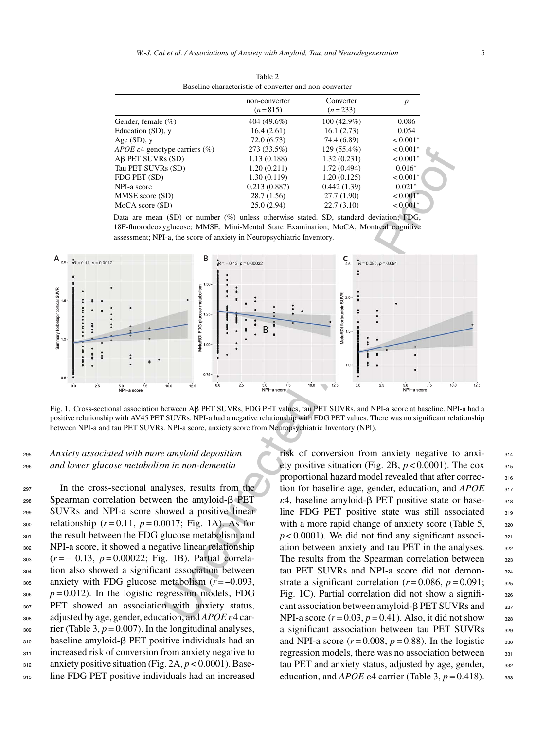Table 2
Baseline characteristic of converter and non-converter

| | non-converter ($n = 815$) | Converter ($n = 233$) | $p$ |
|---|---|---|---|
| Gender, female (%) | 404 (49.6%) | 100 (42.9%) | 0.086 |
| Education (SD), y | 16.4 (2.61) | 16.1 (2.73) | 0.054 |
| Age (SD), y | 72.0 (6.73) | 74.4 (6.89) | $<0.001^*$ |
| *APOE* ε4 genotype carriers (%) | 273 (33.5%) | 129 (55.4%) | $<0.001^*$ |
| Aβ PET SUVRs (SD) | 1.13 (0.188) | 1.32 (0.231) | $<0.001^*$ |
| Tau PET SUVRs (SD) | 1.20 (0.211) | 1.72 (0.494) | $0.016^*$ |
| FDG PET (SD) | 1.30 (0.119) | 1.20 (0.125) | $<0.001^*$ |
| NPI-a score | 0.213 (0.887) | 0.442 (1.39) | $0.021^*$ |
| MMSE score (SD) | 28.7 (1.56) | 27.7 (1.90) | $<0.001^*$ |
| MoCA score (SD) | 25.0 (2.94) | 22.7 (3.10) | $<0.001^*$ |

Data are mean (SD) or number (%) unless otherwise stated. SD, standard deviation; FDG, 18F-fluorodeoxyglucose; MMSE, Mini-Mental State Examination; MoCA, Montreal cognitive assessment; NPI-a, the score of anxiety in Neuropsychiatric Inventory.

Fig. 1. Cross-sectional association between Aβ PET SUVRs, FDG PET values, tau PET SUVRs, and NPI-a score at baseline. NPI-a had a positive relationship with AV45 PET SUVRs. NPI-a had a negative relationship with FDG PET values. There was no significant relationship between NPI-a and tau PET SUVRs. NPI-a score, anxiety score from Neuropsychiatric Inventory (NPI).

### Anxiety associated with more amyloid deposition and lower glucose metabolism in non-dementia

In the cross-sectional analyses, results from the Spearman correlation between the amyloid-β PET SUVRs and NPI-a score showed a positive linear relationship ($r = 0.11$, $p = 0.0017$; Fig. 1A). As for the result between the FDG glucose metabolism and NPI-a score, it showed a negative linear relationship ($r = -0.13$, $p = 0.00022$; Fig. 1B). Partial correlation also showed a significant association between anxiety with FDG glucose metabolism ($r = -0.093$, $p = 0.012$). In the logistic regression models, FDG PET showed an association with anxiety status, adjusted by age, gender, education, and *APOE* ε4 carrier (Table 3, $p = 0.007$). In the longitudinal analyses, baseline amyloid-β PET positive individuals had an increased risk of conversion from anxiety negative to anxiety positive situation (Fig. 2A, $p < 0.0001$). Baseline FDG PET positive individuals had an increased risk of conversion from anxiety negative to anxiety positive situation (Fig. 2B, $p < 0.0001$). The cox proportional hazard model revealed that after correction for baseline age, gender, education, and *APOE* ε4, baseline amyloid-β PET positive state or baseline FDG PET positive state was still associated with a more rapid change of anxiety score (Table 5, $p < 0.0001$). We did not find any significant association between anxiety and tau PET in the analyses. The results from the Spearman correlation between tau PET SUVRs and NPI-a score did not demonstrate a significant correlation ($r = 0.086$, $p = 0.091$; Fig. 1C). Partial correlation did not show a significant association between amyloid-β PET SUVRs and NPI-a score ($r = 0.03$, $p = 0.41$). Also, it did not show a significant association between tau PET SUVRs and NPI-a score ($r = 0.008$, $p = 0.88$). In the logistic regression models, there was no association between tau PET and anxiety status, adjusted by age, gender, education, and *APOE* ε4 carrier (Table 3, $p = 0.418$).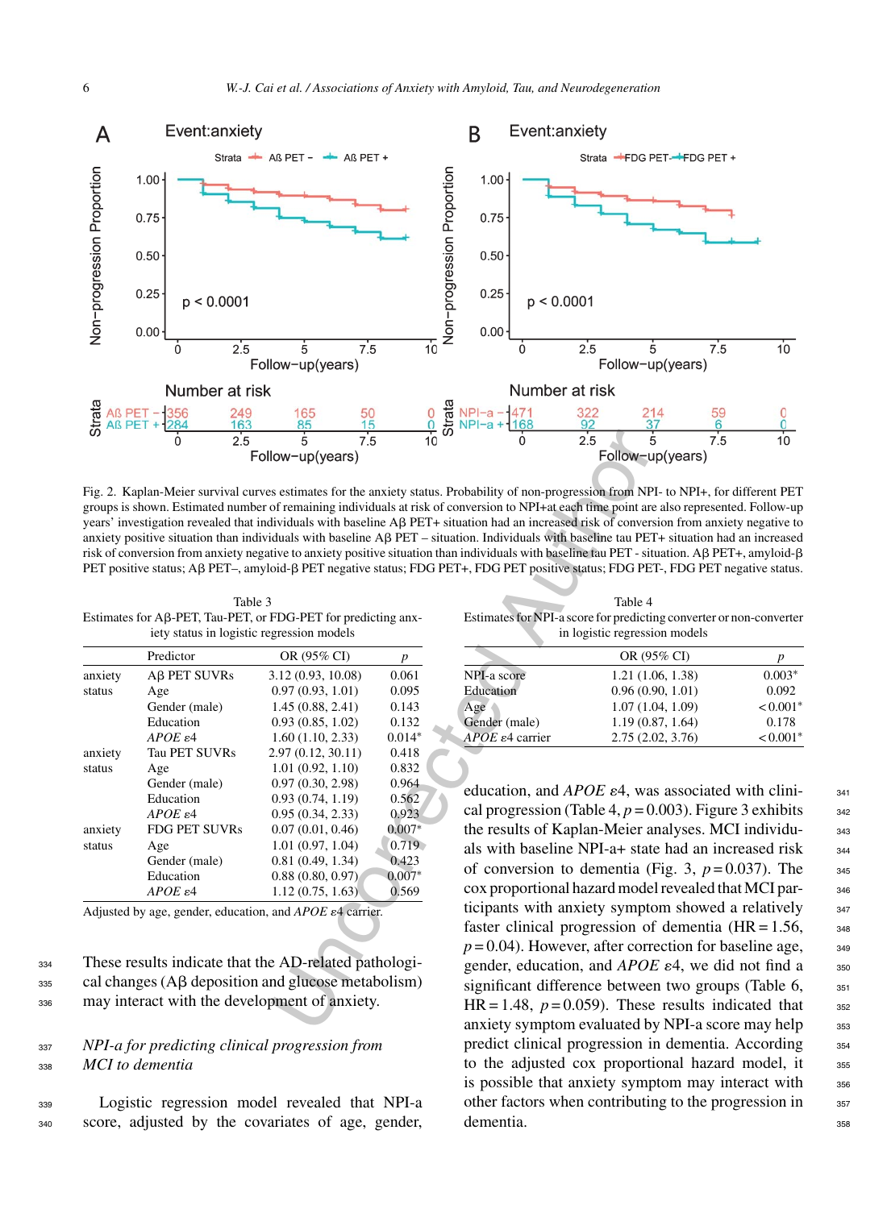Fig. 2. Kaplan-Meier survival curves estimates for the anxiety status. Probability of non-progression from NPI- to NPI+, for different PET groups is shown. Estimated number of remaining individuals at risk of conversion to NPI+at each time point are also represented. Follow-up years' investigation revealed that individuals with baseline Aβ PET+ situation had an increased risk of conversion from anxiety negative to anxiety positive situation than individuals with baseline Aβ PET – situation. Individuals with baseline tau PET+ situation had an increased risk of conversion from anxiety negative to anxiety positive situation than individuals with baseline tau PET - situation. Aβ PET+, amyloid-β PET positive status; Aβ PET–, amyloid-β PET negative status; FDG PET+, FDG PET positive status; FDG PET-, FDG PET negative status.

Table 3
Estimates for Aβ-PET, Tau-PET, or FDG-PET for predicting anxiety status in logistic regression models

| | Predictor | OR (95% CI) | *p* |
|---|---|---|---|
| anxiety status | Aβ PET SUVRs | 3.12 (0.93, 10.08) | 0.061 |
| | Age | 0.97 (0.93, 1.01) | 0.095 |
| | Gender (male) | 1.45 (0.88, 2.41) | 0.143 |
| | Education | 0.93 (0.85, 1.02) | 0.132 |
| | *APOE* ε4 | 1.60 (1.10, 2.33) | 0.014* |
| anxiety status | Tau PET SUVRs | 2.97 (0.12, 30.11) | 0.418 |
| | Age | 1.01 (0.92, 1.10) | 0.832 |
| | Gender (male) | 0.97 (0.30, 2.98) | 0.964 |
| | Education | 0.93 (0.74, 1.19) | 0.562 |
| | *APOE* ε4 | 0.95 (0.34, 2.33) | 0.923 |
| anxiety status | FDG PET SUVRs | 0.07 (0.01, 0.46) | 0.007* |
| | Age | 1.01 (0.97, 1.04) | 0.719 |
| | Gender (male) | 0.81 (0.49, 1.34) | 0.423 |
| | Education | 0.88 (0.80, 0.97) | 0.007* |
| | *APOE* ε4 | 1.12 (0.75, 1.63) | 0.569 |

Adjusted by age, gender, education, and *APOE* ε4 carrier.

These results indicate that the AD-related pathological changes (Aβ deposition and glucose metabolism) may interact with the development of anxiety.

### *NPI-a for predicting clinical progression from MCI to dementia*

Logistic regression model revealed that NPI-a score, adjusted by the covariates of age, gender, education, and *APOE* ε4, was associated with clinical progression (Table 4, $p = 0.003$). Figure 3 exhibits the results of Kaplan-Meier analyses. MCI individuals with baseline NPI-a+ state had an increased risk of conversion to dementia (Fig. 3, $p = 0.037$). The cox proportional hazard model revealed that MCI participants with anxiety symptom showed a relatively faster clinical progression of dementia (HR = 1.56, $p = 0.04$). However, after correction for baseline age, gender, education, and *APOE* ε4, we did not find a significant difference between two groups (Table 6, HR = 1.48, $p = 0.059$). These results indicated that anxiety symptom evaluated by NPI-a score may help predict clinical progression in dementia. According to the adjusted cox proportional hazard model, it is possible that anxiety symptom may interact with other factors when contributing to the progression in dementia.

Table 4
Estimates for NPI-a score for predicting converter or non-converter in logistic regression models

| | OR (95% CI) | *p* |
|---|---|---|
| NPI-a score | 1.21 (1.06, 1.38) | 0.003* |
| Education | 0.96 (0.90, 1.01) | 0.092 |
| Age | 1.07 (1.04, 1.09) | <0.001* |
| Gender (male) | 1.19 (0.87, 1.64) | 0.178 |
| *APOE* ε4 carrier | 2.75 (2.02, 3.76) | <0.001* |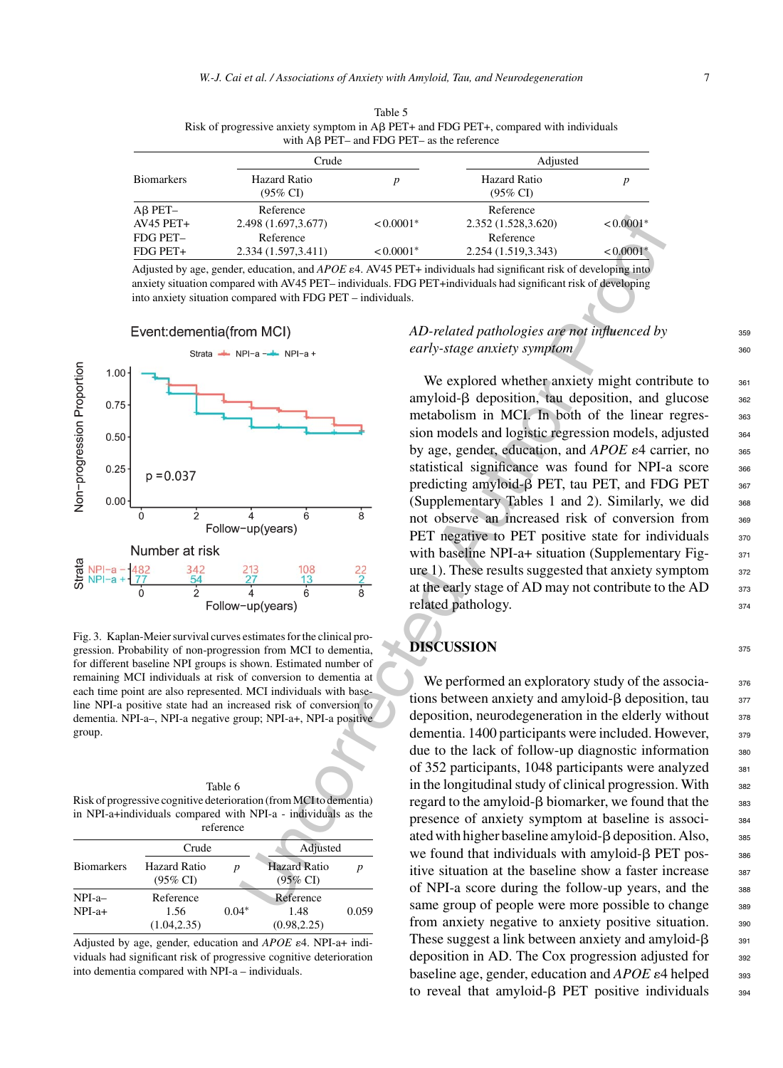Table 5
Risk of progressive anxiety symptom in Aβ PET+ and FDG PET+, compared with individuals with Aβ PET– and FDG PET– as the reference

| Biomarkers | Crude | | Adjusted | |
|---|---|---|---|---|
| | Hazard Ratio (95% CI) | $p$ | Hazard Ratio (95% CI) | $p$ |
| Aβ PET– | Reference | | Reference | |
| AV45 PET+ | 2.498 (1.697,3.677) | <0.0001* | 2.352 (1.528,3.620) | <0.0001* |
| FDG PET– | Reference | | Reference | |
| FDG PET+ | 2.334 (1.597,3.411) | <0.0001* | 2.254 (1.519,3.343) | <0.0001* |

Adjusted by age, gender, education, and *APOE* ε4. AV45 PET+ individuals had significant risk of developing into anxiety situation compared with AV45 PET– individuals. FDG PET+individuals had significant risk of developing into anxiety situation compared with FDG PET – individuals.

Fig. 3. Kaplan-Meier survival curves estimates for the clinical progression. Probability of non-progression from MCI to dementia, for different baseline NPI groups is shown. Estimated number of remaining MCI individuals at risk of conversion to dementia at each time point are also represented. MCI individuals with baseline NPI-a positive state had an increased risk of conversion to dementia. NPI-a–, NPI-a negative group; NPI-a+, NPI-a positive group.

Table 6
Risk of progressive cognitive deterioration (from MCI to dementia) in NPI-a+individuals compared with NPI-a - individuals as the reference

| Biomarkers | Crude | | Adjusted | |
|---|---|---|---|---|
| | Hazard Ratio (95% CI) | $p$ | Hazard Ratio (95% CI) | $p$ |
| NPI-a– | Reference | | Reference | |
| NPI-a+ | 1.56 (1.04,2.35) | 0.04* | 1.48 (0.98,2.25) | 0.059 |

Adjusted by age, gender, education and *APOE* ε4. NPI-a+ individuals had significant risk of progressive cognitive deterioration into dementia compared with NPI-a – individuals.

### *AD-related pathologies are not influenced by early-stage anxiety symptom*

We explored whether anxiety might contribute to amyloid-β deposition, tau deposition, and glucose metabolism in MCI. In both of the linear regression models and logistic regression models, adjusted by age, gender, education, and *APOE* ε4 carrier, no statistical significance was found for NPI-a score predicting amyloid-β PET, tau PET, and FDG PET (Supplementary Tables 1 and 2). Similarly, we did not observe an increased risk of conversion from PET negative to PET positive state for individuals with baseline NPI-a+ situation (Supplementary Figure 1). These results suggested that anxiety symptom at the early stage of AD may not contribute to the AD related pathology.

## DISCUSSION

We performed an exploratory study of the associations between anxiety and amyloid-β deposition, tau deposition, neurodegeneration in the elderly without dementia. 1400 participants were included. However, due to the lack of follow-up diagnostic information of 352 participants, 1048 participants were analyzed in the longitudinal study of clinical progression. With regard to the amyloid-β biomarker, we found that the presence of anxiety symptom at baseline is associated with higher baseline amyloid-β deposition. Also, we found that individuals with amyloid-β PET positive situation at the baseline show a faster increase of NPI-a score during the follow-up years, and the same group of people were more possible to change from anxiety negative to anxiety positive situation. These suggest a link between anxiety and amyloid-β deposition in AD. The Cox progression adjusted for baseline age, gender, education and *APOE* ε4 helped to reveal that amyloid-β PET positive individuals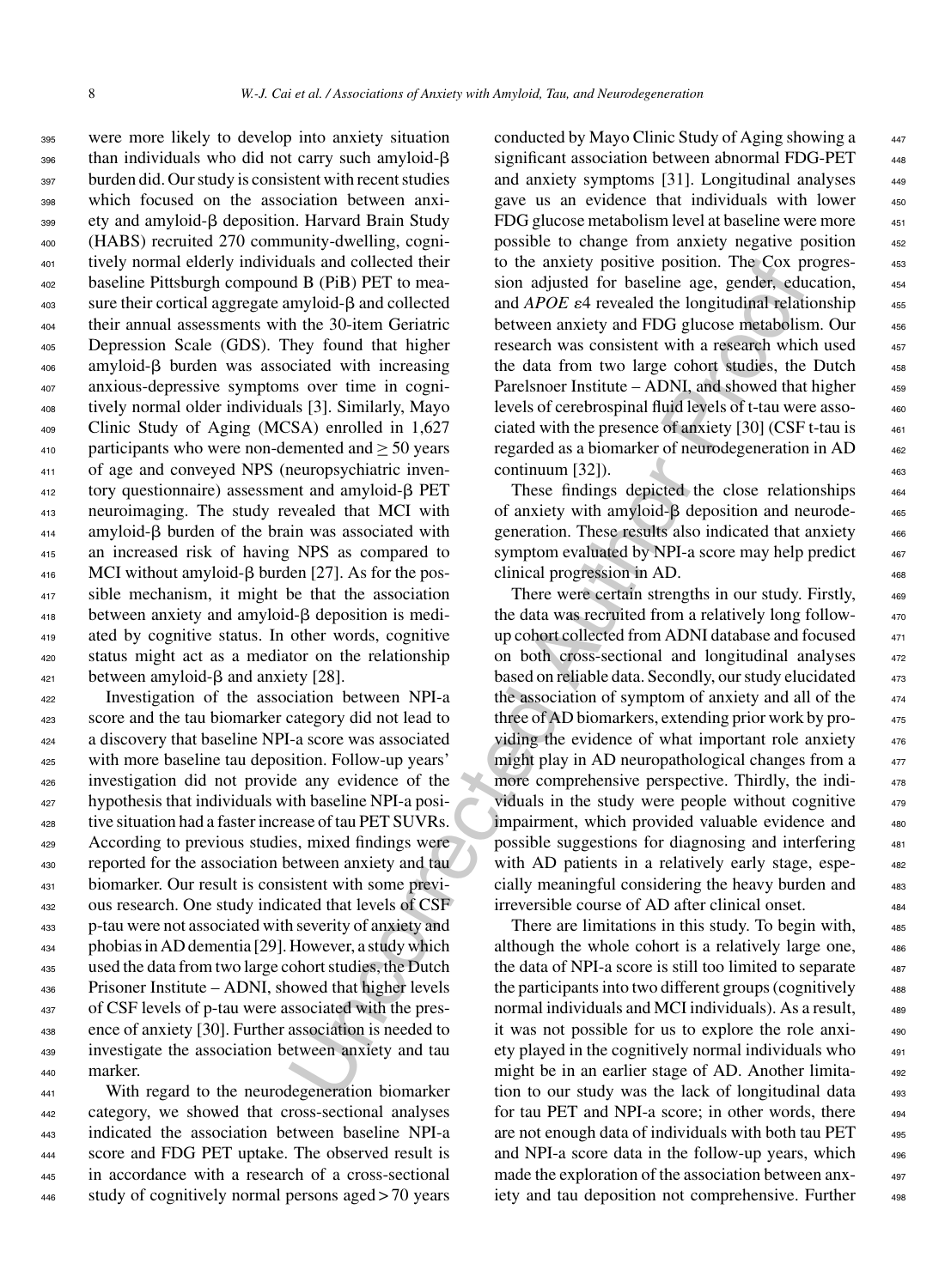were more likely to develop into anxiety situation than individuals who did not carry such amyloid-β burden did. Our study is consistent with recent studies which focused on the association between anxiety and amyloid-β deposition. Harvard Brain Study (HABS) recruited 270 community-dwelling, cognitively normal elderly individuals and collected their baseline Pittsburgh compound B (PiB) PET to measure their cortical aggregate amyloid-β and collected their annual assessments with the 30-item Geriatric Depression Scale (GDS). They found that higher amyloid-β burden was associated with increasing anxious-depressive symptoms over time in cognitively normal older individuals [3]. Similarly, Mayo Clinic Study of Aging (MCSA) enrolled in 1,627 participants who were non-demented and $\geq 50$ years of age and conveyed NPS (neuropsychiatric inventory questionnaire) assessment and amyloid-β PET neuroimaging. The study revealed that MCI with amyloid-β burden of the brain was associated with an increased risk of having NPS as compared to MCI without amyloid-β burden [27]. As for the possible mechanism, it might be that the association between anxiety and amyloid-β deposition is mediated by cognitive status. In other words, cognitive status might act as a mediator on the relationship between amyloid-β and anxiety [28].

Investigation of the association between NPI-a score and the tau biomarker category did not lead to a discovery that baseline NPI-a score was associated with more baseline tau deposition. Follow-up years' investigation did not provide any evidence of the hypothesis that individuals with baseline NPI-a positive situation had a faster increase of tau PET SUVRs. According to previous studies, mixed findings were reported for the association between anxiety and tau biomarker. Our result is consistent with some previous research. One study indicated that levels of CSF p-tau were not associated with severity of anxiety and phobias in AD dementia [29]. However, a study which used the data from two large cohort studies, the Dutch Prisoner Institute – ADNI, showed that higher levels of CSF levels of p-tau were associated with the presence of anxiety [30]. Further association is needed to investigate the association between anxiety and tau marker.

With regard to the neurodegeneration biomarker category, we showed that cross-sectional analyses indicated the association between baseline NPI-a score and FDG PET uptake. The observed result is in accordance with a research of a cross-sectional study of cognitively normal persons aged > 70 years conducted by Mayo Clinic Study of Aging showing a significant association between abnormal FDG-PET and anxiety symptoms [31]. Longitudinal analyses gave us an evidence that individuals with lower FDG glucose metabolism level at baseline were more possible to change from anxiety negative position to the anxiety positive position. The Cox progression adjusted for baseline age, gender, education, and *APOE* ε4 revealed the longitudinal relationship between anxiety and FDG glucose metabolism. Our research was consistent with a research which used the data from two large cohort studies, the Dutch Parelsnoer Institute – ADNI, and showed that higher levels of cerebrospinal fluid levels of t-tau were associated with the presence of anxiety [30] (CSF t-tau is regarded as a biomarker of neurodegeneration in AD continuum [32]).

These findings depicted the close relationships of anxiety with amyloid-β deposition and neurodegeneration. These results also indicated that anxiety symptom evaluated by NPI-a score may help predict clinical progression in AD.

There were certain strengths in our study. Firstly, the data was recruited from a relatively long follow-up cohort collected from ADNI database and focused on both cross-sectional and longitudinal analyses based on reliable data. Secondly, our study elucidated the association of symptom of anxiety and all of the three of AD biomarkers, extending prior work by providing the evidence of what important role anxiety might play in AD neuropathological changes from a more comprehensive perspective. Thirdly, the individuals in the study were people without cognitive impairment, which provided valuable evidence and possible suggestions for diagnosing and interfering with AD patients in a relatively early stage, especially meaningful considering the heavy burden and irreversible course of AD after clinical onset.

There are limitations in this study. To begin with, although the whole cohort is a relatively large one, the data of NPI-a score is still too limited to separate the participants into two different groups (cognitively normal individuals and MCI individuals). As a result, it was not possible for us to explore the role anxiety played in the cognitively normal individuals who might be in an earlier stage of AD. Another limitation to our study was the lack of longitudinal data for tau PET and NPI-a score; in other words, there are not enough data of individuals with both tau PET and NPI-a score data in the follow-up years, which made the exploration of the association between anxiety and tau deposition not comprehensive. Further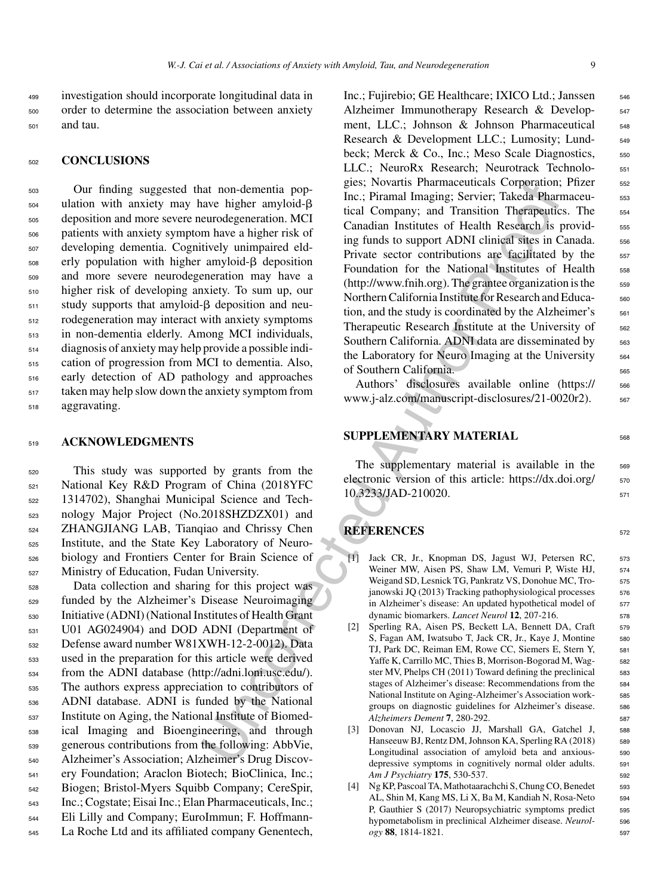investigation should incorporate longitudinal data in order to determine the association between anxiety and tau.

## CONCLUSIONS

Our finding suggested that non-dementia population with anxiety may have higher amyloid-β deposition and more severe neurodegeneration. MCI patients with anxiety symptom have a higher risk of developing dementia. Cognitively unimpaired elderly population with higher amyloid-β deposition and more severe neurodegeneration may have a higher risk of developing anxiety. To sum up, our study supports that amyloid-β deposition and neurodegeneration may interact with anxiety symptoms in non-dementia elderly. Among MCI individuals, diagnosis of anxiety may help provide a possible indication of progression from MCI to dementia. Also, early detection of AD pathology and approaches taken may help slow down the anxiety symptom from aggravating.

## ACKNOWLEDGMENTS

This study was supported by grants from the National Key R&D Program of China (2018YFC 1314702), Shanghai Municipal Science and Technology Major Project (No.2018SHZDZX01) and ZHANGJIANG LAB, Tianqiao and Chrissy Chen Institute, and the State Key Laboratory of Neurobiology and Frontiers Center for Brain Science of Ministry of Education, Fudan University.

Data collection and sharing for this project was funded by the Alzheimer's Disease Neuroimaging Initiative (ADNI) (National Institutes of Health Grant U01 AG024904) and DOD ADNI (Department of Defense award number W81XWH-12-2-0012). Data used in the preparation for this article were derived from the ADNI database (http://adni.loni.usc.edu/). The authors express appreciation to contributors of ADNI database. ADNI is funded by the National Institute on Aging, the National Institute of Biomedical Imaging and Bioengineering, and through generous contributions from the following: AbbVie, Alzheimer's Association; Alzheimer's Drug Discovery Foundation; Araclon Biotech; BioClinica, Inc.; Biogen; Bristol-Myers Squibb Company; CereSpir, Inc.; Cogstate; Eisai Inc.; Elan Pharmaceuticals, Inc.; Eli Lilly and Company; EuroImmun; F. Hoffmann-La Roche Ltd and its affiliated company Genentech, Inc.; Fujirebio; GE Healthcare; IXICO Ltd.; Janssen Alzheimer Immunotherapy Research & Development, LLC.; Johnson & Johnson Pharmaceutical Research & Development LLC.; Lumosity; Lundbeck; Merck & Co., Inc.; Meso Scale Diagnostics, LLC.; NeuroRx Research; Neurotrack Technologies; Novartis Pharmaceuticals Corporation; Pfizer Inc.; Piramal Imaging; Servier; Takeda Pharmaceutical Company; and Transition Therapeutics. The Canadian Institutes of Health Research is providing funds to support ADNI clinical sites in Canada. Private sector contributions are facilitated by the Foundation for the National Institutes of Health (http://www.fnih.org). The grantee organization is the Northern California Institute for Research and Education, and the study is coordinated by the Alzheimer's Therapeutic Research Institute at the University of Southern California. ADNI data are disseminated by the Laboratory for Neuro Imaging at the University of Southern California.

Authors' disclosures available online (https://www.j-alz.com/manuscript-disclosures/21-0020r2).

## SUPPLEMENTARY MATERIAL

The supplementary material is available in the electronic version of this article: https://dx.doi.org/10.3233/JAD-210020.

## REFERENCES

[1] Jack CR, Jr., Knopman DS, Jagust WJ, Petersen RC, Weiner MW, Aisen PS, Shaw LM, Vemuri P, Wiste HJ, Weigand SD, Lesnick TG, Pankratz VS, Donohue MC, Trojanowski JQ (2013) Tracking pathophysiological processes in Alzheimer's disease: An updated hypothetical model of dynamic biomarkers. *Lancet Neurol* **12**, 207-216.

[2] Sperling RA, Aisen PS, Beckett LA, Bennett DA, Craft S, Fagan AM, Iwatsubo T, Jack CR, Jr., Kaye J, Montine TJ, Park DC, Reiman EM, Rowe CC, Siemers E, Stern Y, Yaffe K, Carrillo MC, Thies B, Morrison-Bogorad M, Wagster MV, Phelps CH (2011) Toward defining the preclinical stages of Alzheimer's disease: Recommendations from the National Institute on Aging-Alzheimer's Association workgroups on diagnostic guidelines for Alzheimer's disease. *Alzheimers Dement* **7**, 280-292.

[3] Donovan NJ, Locascio JJ, Marshall GA, Gatchel J, Hanseeuw BJ, Rentz DM, Johnson KA, Sperling RA (2018) Longitudinal association of amyloid beta and anxious-depressive symptoms in cognitively normal older adults. *Am J Psychiatry* **175**, 530-537.

[4] Ng KP, Pascoal TA, Mathotaarachchi S, Chung CO, Benedet AL, Shin M, Kang MS, Li X, Ba M, Kandiah N, Rosa-Neto P, Gauthier S (2017) Neuropsychiatric symptoms predict hypometabolism in preclinical Alzheimer disease. *Neurology* **88**, 1814-1821.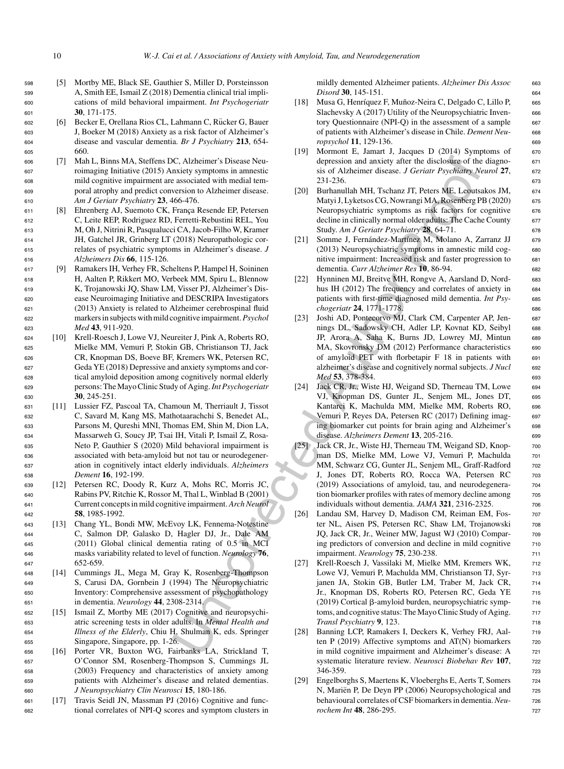[5] Mortby ME, Black SE, Gauthier S, Miller D, Porsteinsson A, Smith EE, Ismail Z (2018) Dementia clinical trial implications of mild behavioral impairment. *Int Psychogeriatr* **30**, 171-175.

[6] Becker E, Orellana Rios CL, Lahmann C, Rücker G, Bauer J, Boeker M (2018) Anxiety as a risk factor of Alzheimer's disease and vascular dementia. *Br J Psychiatry* **213**, 654-660.

[7] Mah L, Binns MA, Steffens DC, Alzheimer's Disease Neuroimaging Initiative (2015) Anxiety symptoms in amnestic mild cognitive impairment are associated with medial temporal atrophy and predict conversion to Alzheimer disease. *Am J Geriatr Psychiatry* **23**, 466-476.

[8] Ehrenberg AJ, Suemoto CK, França Resende EP, Petersen C, Leite REP, Rodriguez RD, Ferretti-Rebustini REL, You M, Oh J, Nitrini R, Pasqualucci CA, Jacob-Filho W, Kramer JH, Gatchel JR, Grinberg LT (2018) Neuropathologic correlates of psychiatric symptoms in Alzheimer's disease. *J Alzheimers Dis* **66**, 115-126.

[9] Ramakers IH, Verhey FR, Scheltens P, Hampel H, Soininen H, Aalten P, Rikkert MO, Verbeek MM, Spiru L, Blennow K, Trojanowski JQ, Shaw LM, Visser PJ, Alzheimer's Disease Neuroimaging Initiative and DESCRIPA Investigators (2013) Anxiety is related to Alzheimer cerebrospinal fluid markers in subjects with mild cognitive impairment. *Psychol Med* **43**, 911-920.

[10] Krell-Roesch J, Lowe VJ, Neureiter J, Pink A, Roberts RO, Mielke MM, Vemuri P, Stokin GB, Christianson TJ, Jack CR, Knopman DS, Boeve BF, Kremers WK, Petersen RC, Geda YE (2018) Depressive and anxiety symptoms and cortical amyloid deposition among cognitively normal elderly persons: The Mayo Clinic Study of Aging. *Int Psychogeriatr* **30**, 245-251.

[11] Lussier FZ, Pascoal TA, Chamoun M, Therriault J, Tissot C, Savard M, Kang MS, Mathotaarachchi S, Benedet AL, Parsons M, Qureshi MNI, Thomas EM, Shin M, Dion LA, Massarweh G, Soucy JP, Tsai IH, Vitali P, Ismail Z, Rosa-Neto P, Gauthier S (2020) Mild behavioral impairment is associated with beta-amyloid but not tau or neurodegeneration in cognitively intact elderly individuals. *Alzheimers Dement* **16**, 192-199.

[12] Petersen RC, Doody R, Kurz A, Mohs RC, Morris JC, Rabins PV, Ritchie K, Rossor M, Thal L, Winblad B (2001) Current concepts in mild cognitive impairment. *Arch Neurol* **58**, 1985-1992.

[13] Chang YL, Bondi MW, McEvoy LK, Fennema-Notestine C, Salmon DP, Galasko D, Hagler DJ, Jr., Dale AM (2011) Global clinical dementia rating of 0.5 in MCI masks variability related to level of function. *Neurology* **76**, 652-659.

[14] Cummings JL, Mega M, Gray K, Rosenberg-Thompson S, Carusi DA, Gornbein J (1994) The Neuropsychiatric Inventory: Comprehensive assessment of psychopathology in dementia. *Neurology* **44**, 2308-2314.

[15] Ismail Z, Mortby ME (2017) Cognitive and neuropsychiatric screening tests in older adults. In *Mental Health and Illness of the Elderly*, Chiu H, Shulman K, eds. Springer Singapore, Singapore, pp. 1-26.

[16] Porter VR, Buxton WG, Fairbanks LA, Strickland T, O'Connor SM, Rosenberg-Thompson S, Cummings JL (2003) Frequency and characteristics of anxiety among patients with Alzheimer's disease and related dementias. *J Neuropsychiatry Clin Neurosci* **15**, 180-186.

[17] Travis Seidl JN, Massman PJ (2016) Cognitive and functional correlates of NPI-Q scores and symptom clusters in mildly demented Alzheimer patients. *Alzheimer Dis Assoc Disord* **30**, 145-151.

[18] Musa G, Henríquez F, Muñoz-Neira C, Delgado C, Lillo P, Slachevsky A (2017) Utility of the Neuropsychiatric Inventory Questionnaire (NPI-Q) in the assessment of a sample of patients with Alzheimer's disease in Chile. *Dement Neuropsychol* **11**, 129-136.

[19] Mormont E, Jamart J, Jacques D (2014) Symptoms of depression and anxiety after the disclosure of the diagnosis of Alzheimer disease. *J Geriatr Psychiatry Neurol* **27**, 231-236.

[20] Burhanullah MH, Tschanz JT, Peters ME, Leoutsakos JM, Matyi J, Lyketsos CG, Nowrangi MA, Rosenberg PB (2020) Neuropsychiatric symptoms as risk factors for cognitive decline in clinically normal older adults: The Cache County Study. *Am J Geriatr Psychiatry* **28**, 64-71.

[21] Somme J, Fernández-Martínez M, Molano A, Zarranz JJ (2013) Neuropsychiatric symptoms in amnestic mild cognitive impairment: Increased risk and faster progression to dementia. *Curr Alzheimer Res* **10**, 86-94.

[22] Hynninen MJ, Breitve MH, Rongve A, Aarsland D, Nordhus IH (2012) The frequency and correlates of anxiety in patients with first-time diagnosed mild dementia. *Int Psychogeriatr* **24**, 1771-1778.

[23] Joshi AD, Pontecorvo MJ, Clark CM, Carpenter AP, Jennings DL, Sadowsky CH, Adler LP, Kovnat KD, Seibyl JP, Arora A, Saha K, Burns JD, Lowrey MJ, Mintun MA, Skovronsky DM (2012) Performance characteristics of amyloid PET with florbetapir F 18 in patients with alzheimer's disease and cognitively normal subjects. *J Nucl Med* **53**, 378-384.

[24] Jack CR, Jr., Wiste HJ, Weigand SD, Therneau TM, Lowe VJ, Knopman DS, Gunter JL, Senjem ML, Jones DT, Kantarci K, Machulda MM, Mielke MM, Roberts RO, Vemuri P, Reyes DA, Petersen RC (2017) Defining imaging biomarker cut points for brain aging and Alzheimer's disease. *Alzheimers Dement* **13**, 205-216.

[25] Jack CR, Jr., Wiste HJ, Therneau TM, Weigand SD, Knopman DS, Mielke MM, Lowe VJ, Vemuri P, Machulda MM, Schwarz CG, Gunter JL, Senjem ML, Graff-Radford J, Jones DT, Roberts RO, Rocca WA, Petersen RC (2019) Associations of amyloid, tau, and neurodegeneration biomarker profiles with rates of memory decline among individuals without dementia. *JAMA* **321**, 2316-2325.

[26] Landau SM, Harvey D, Madison CM, Reiman EM, Foster NL, Aisen PS, Petersen RC, Shaw LM, Trojanowski JQ, Jack CR, Jr., Weiner MW, Jagust WJ (2010) Comparing predictors of conversion and decline in mild cognitive impairment. *Neurology* **75**, 230-238.

[27] Krell-Roesch J, Vassilaki M, Mielke MM, Kremers WK, Lowe VJ, Vemuri P, Machulda MM, Christianson TJ, Syrjanen JA, Stokin GB, Butler LM, Traber M, Jack CR, Jr., Knopman DS, Roberts RO, Petersen RC, Geda YE (2019) Cortical β-amyloid burden, neuropsychiatric symptoms, and cognitive status: The Mayo Clinic Study of Aging. *Transl Psychiatry* **9**, 123.

[28] Banning LCP, Ramakers I, Deckers K, Verhey FRJ, Aalten P (2019) Affective symptoms and AT(N) biomarkers in mild cognitive impairment and Alzheimer's disease: A systematic literature review. *Neurosci Biobehav Rev* **107**, 346-359.

[29] Engelborghs S, Maertens K, Vloeberghs E, Aerts T, Somers N, Mariën P, De Deyn PP (2006) Neuropsychological and behavioural correlates of CSF biomarkers in dementia. *Neurochem Int* **48**, 286-295.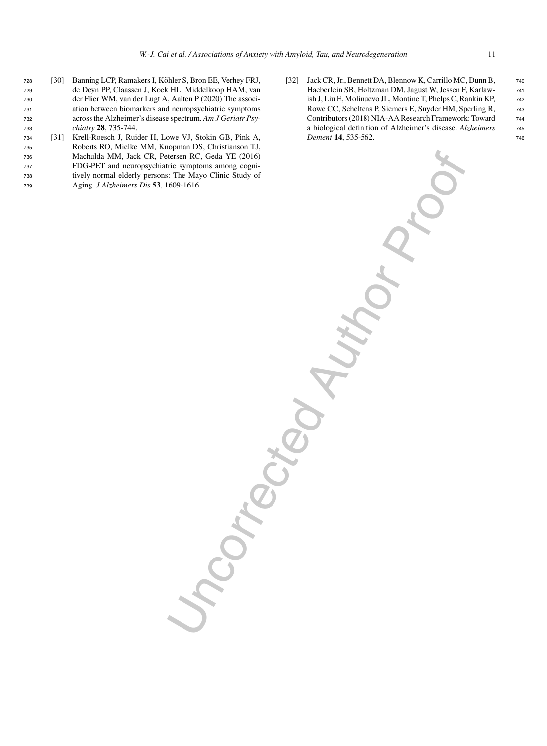[30] Banning LCP, Ramakers I, Köhler S, Bron EE, Verhey FRJ, de Deyn PP, Claassen J, Koek HL, Middelkoop HAM, van der Flier WM, van der Lugt A, Aalten P (2020) The association between biomarkers and neuropsychiatric symptoms across the Alzheimer's disease spectrum. *Am J Geriatr Psychiatry* **28**, 735-744.

[31] Krell-Roesch J, Ruider H, Lowe VJ, Stokin GB, Pink A, Roberts RO, Mielke MM, Knopman DS, Christianson TJ, Machulda MM, Jack CR, Petersen RC, Geda YE (2016) FDG-PET and neuropsychiatric symptoms among cognitively normal elderly persons: The Mayo Clinic Study of Aging. *J Alzheimers Dis* **53**, 1609-1616.

[32] Jack CR, Jr., Bennett DA, Blennow K, Carrillo MC, Dunn B, Haeberlein SB, Holtzman DM, Jagust W, Jessen F, Karlawish J, Liu E, Molinuevo JL, Montine T, Phelps C, Rankin KP, Rowe CC, Scheltens P, Siemers E, Snyder HM, Sperling R, Contributors (2018) NIA-AA Research Framework: Toward a biological definition of Alzheimer's disease. *Alzheimers Dement* **14**, 535-562.